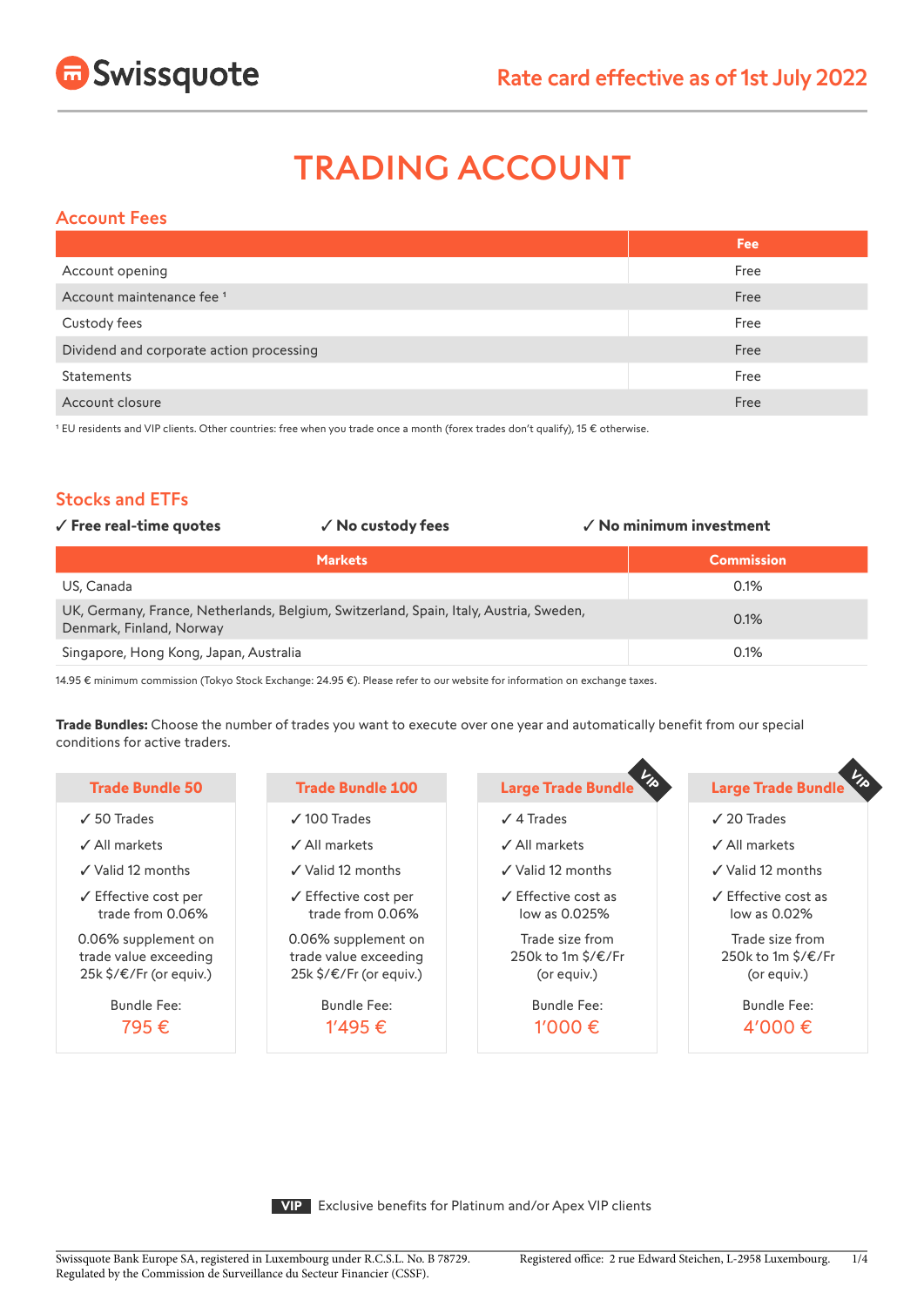Swissquote

Rate card effective as of 1st July 2022

# TRADING ACCOUNT

## Account Fees

| | Fee |
|---|---|
| Account opening | Free |
| Account maintenance fee [1] | Free |
| Custody fees | Free |
| Dividend and corporate action processing | Free |
| Statements | Free |
| Account closure | Free |

[1] EU residents and VIP clients. Other countries: free when you trade once a month (forex trades don't qualify), 15 € otherwise.

## Stocks and ETFs

✓ **Free real-time quotes** ✓ **No custody fees** ✓ **No minimum investment**

| Markets | Commission |
|---|---|
| US, Canada | 0.1% |
| UK, Germany, France, Netherlands, Belgium, Switzerland, Spain, Italy, Austria, Sweden, Denmark, Finland, Norway | 0.1% |
| Singapore, Hong Kong, Japan, Australia | 0.1% |

14.95 € minimum commission (Tokyo Stock Exchange: 24.95 €). Please refer to our website for information on exchange taxes.

**Trade Bundles:** Choose the number of trades you want to execute over one year and automatically benefit from our special conditions for active traders.

| Trade Bundle 50 | Trade Bundle 100 | Large Trade Bundle (VIP) | Large Trade Bundle (VIP) |
|---|---|---|---|
| ✓ 50 Trades | ✓ 100 Trades | ✓ 4 Trades | ✓ 20 Trades |
| ✓ All markets | ✓ All markets | ✓ All markets | ✓ All markets |
| ✓ Valid 12 months | ✓ Valid 12 months | ✓ Valid 12 months | ✓ Valid 12 months |
| ✓ Effective cost per trade from 0.06% | ✓ Effective cost per trade from 0.06% | ✓ Effective cost as low as 0.025% | ✓ Effective cost as low as 0.02% |
| 0.06% supplement on trade value exceeding 25k $/€/Fr (or equiv.) | 0.06% supplement on trade value exceeding 25k $/€/Fr (or equiv.) | Trade size from 250k to 1m $/€/Fr (or equiv.) | Trade size from 250k to 1m $/€/Fr (or equiv.) |
| Bundle Fee: 795 € | Bundle Fee: 1'495 € | Bundle Fee: 1'000 € | Bundle Fee: 4'000 € |

**VIP** Exclusive benefits for Platinum and/or Apex VIP clients

Swissquote Bank Europe SA, registered in Luxembourg under R.C.S.L. No. B 78729. Regulated by the Commission de Surveillance du Secteur Financier (CSSF). Registered office: 2 rue Edward Steichen, L-2958 Luxembourg.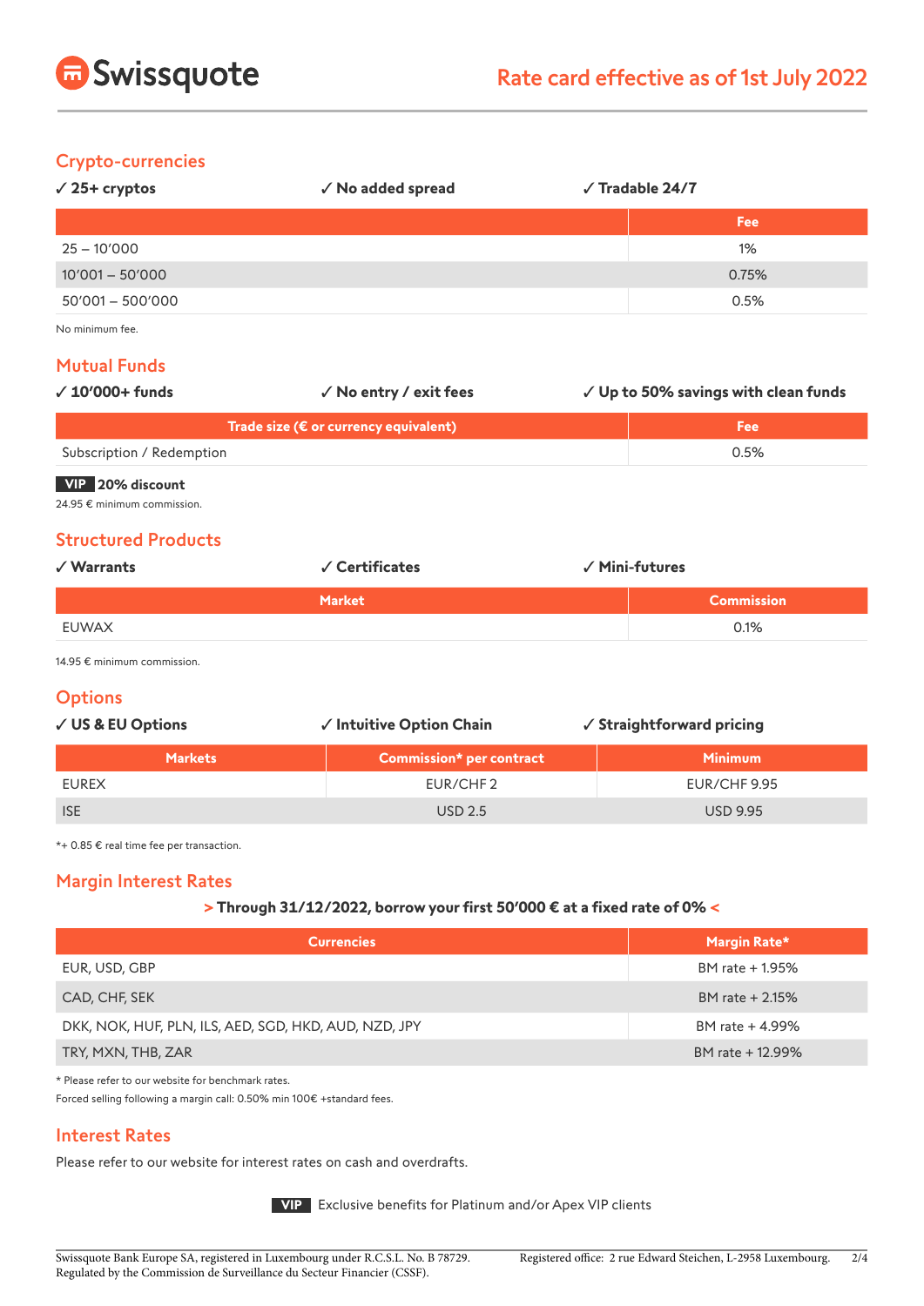# Rate card effective as of 1st July 2022

## Crypto-currencies

✓ **25+ cryptos** ✓ **No added spread** ✓ **Tradable 24/7**

| | Fee |
|---|---|
| 25 – 10'000 | 1% |
| 10'001 – 50'000 | 0.75% |
| 50'001 – 500'000 | 0.5% |

No minimum fee.

## Mutual Funds

✓ **10'000+ funds** ✓ **No entry / exit fees** ✓ **Up to 50% savings with clean funds**

| Trade size (€ or currency equivalent) | Fee |
|---|---|
| Subscription / Redemption | 0.5% |

**VIP** **20% discount**

24.95 € minimum commission.

## Structured Products

✓ **Warrants** ✓ **Certificates** ✓ **Mini-futures**

| Market | Commission |
|---|---|
| EUWAX | 0.1% |

14.95 € minimum commission.

## Options

✓ **US & EU Options** ✓ **Intuitive Option Chain** ✓ **Straightforward pricing**

| Markets | Commission* per contract | Minimum |
|---|---|---|
| EUREX | EUR/CHF 2 | EUR/CHF 9.95 |
| ISE | USD 2.5 | USD 9.95 |

*+ 0.85 € real time fee per transaction.

## Margin Interest Rates

**> Through 31/12/2022, borrow your first 50'000 € at a fixed rate of 0% <**

| Currencies | Margin Rate* |
|---|---|
| EUR, USD, GBP | BM rate + 1.95% |
| CAD, CHF, SEK | BM rate + 2.15% |
| DKK, NOK, HUF, PLN, ILS, AED, SGD, HKD, AUD, NZD, JPY | BM rate + 4.99% |
| TRY, MXN, THB, ZAR | BM rate + 12.99% |

* Please refer to our website for benchmark rates.

Forced selling following a margin call: 0.50% min 100€ +standard fees.

## Interest Rates

Please refer to our website for interest rates on cash and overdrafts.

**VIP** Exclusive benefits for Platinum and/or Apex VIP clients

Swissquote Bank Europe SA, registered in Luxembourg under R.C.S.L. No. B 78729. Regulated by the Commission de Surveillance du Secteur Financier (CSSF). Registered office: 2 rue Edward Steichen, L-2958 Luxembourg.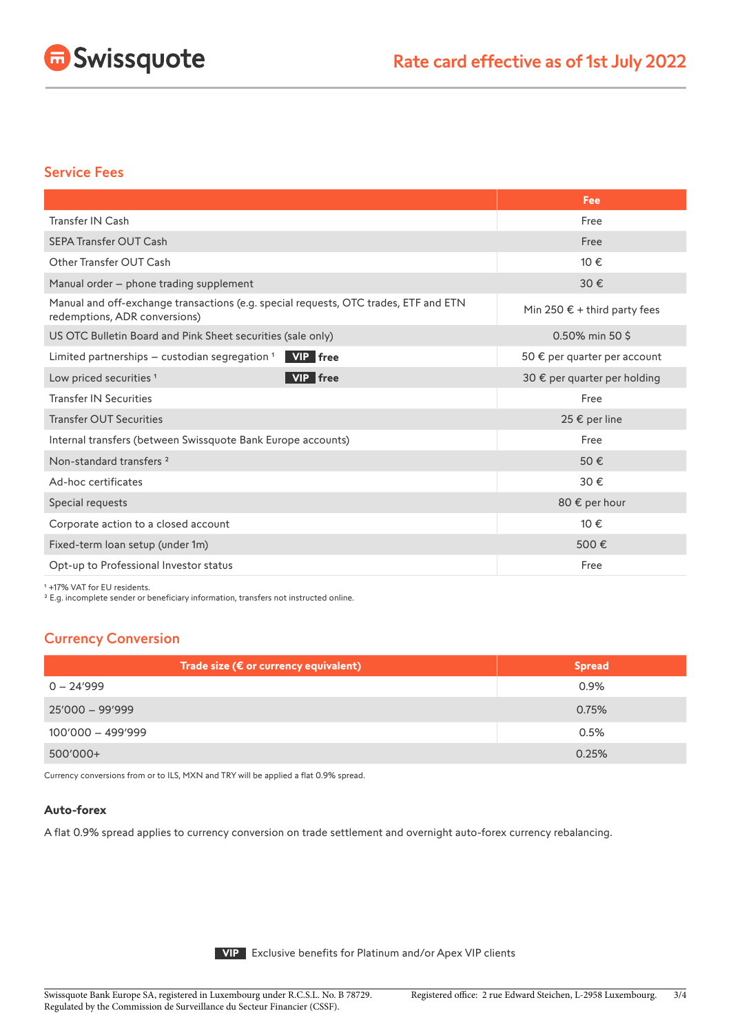## Service Fees

| | Fee |
|---|---|
| Transfer IN Cash | Free |
| SEPA Transfer OUT Cash | Free |
| Other Transfer OUT Cash | 10 € |
| Manual order – phone trading supplement | 30 € |
| Manual and off-exchange transactions (e.g. special requests, OTC trades, ETF and ETN redemptions, ADR conversions) | Min 250 € + third party fees |
| US OTC Bulletin Board and Pink Sheet securities (sale only) | 0.50% min 50 $ |
| Limited partnerships – custodian segregation [1] **VIP free** | 50 € per quarter per account |
| Low priced securities [1] **VIP free** | 30 € per quarter per holding |
| Transfer IN Securities | Free |
| Transfer OUT Securities | 25 € per line |
| Internal transfers (between Swissquote Bank Europe accounts) | Free |
| Non-standard transfers [2] | 50 € |
| Ad-hoc certificates | 30 € |
| Special requests | 80 € per hour |
| Corporate action to a closed account | 10 € |
| Fixed-term loan setup (under 1m) | 500 € |
| Opt-up to Professional Investor status | Free |

[1] +17% VAT for EU residents.
[2] E.g. incomplete sender or beneficiary information, transfers not instructed online.

## Currency Conversion

| Trade size (€ or currency equivalent) | Spread |
|---|---|
| 0 – 24'999 | 0.9% |
| 25'000 – 99'999 | 0.75% |
| 100'000 – 499'999 | 0.5% |
| 500'000+ | 0.25% |

Currency conversions from or to ILS, MXN and TRY will be applied a flat 0.9% spread.

### Auto-forex

A flat 0.9% spread applies to currency conversion on trade settlement and overnight auto-forex currency rebalancing.

**VIP** Exclusive benefits for Platinum and/or Apex VIP clients

Swissquote Bank Europe SA, registered in Luxembourg under R.C.S.L. No. B 78729. Regulated by the Commission de Surveillance du Secteur Financier (CSSF). Registered office: 2 rue Edward Steichen, L-2958 Luxembourg.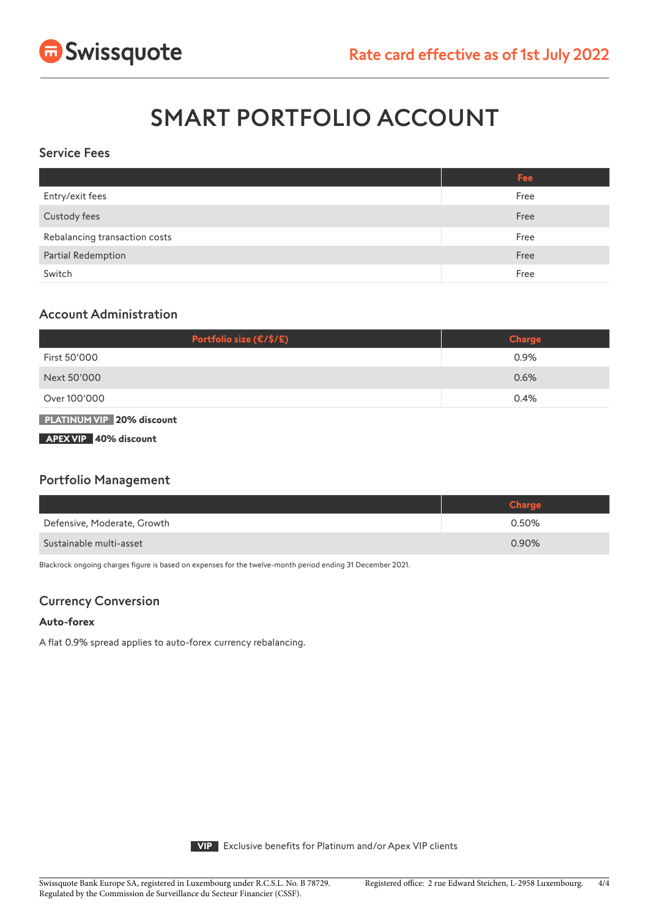Rate card effective as of 1st July 2022

# SMART PORTFOLIO ACCOUNT

## Service Fees

| | Fee |
|---|---|
| Entry/exit fees | Free |
| Custody fees | Free |
| Rebalancing transaction costs | Free |
| Partial Redemption | Free |
| Switch | Free |

## Account Administration

| Portfolio size (€/$/£) | Charge |
|---|---|
| First 50’000 | 0.9% |
| Next 50’000 | 0.6% |
| Over 100’000 | 0.4% |

**PLATINUM VIP** **20% discount**

**APEX VIP** **40% discount**

## Portfolio Management

| | Charge |
|---|---|
| Defensive, Moderate, Growth | 0.50% |
| Sustainable multi-asset | 0.90% |

Blackrock ongoing charges figure is based on expenses for the twelve-month period ending 31 December 2021.

## Currency Conversion

### Auto-forex

A flat 0.9% spread applies to auto-forex currency rebalancing.

**VIP** Exclusive benefits for Platinum and/or Apex VIP clients

Swissquote Bank Europe SA, registered in Luxembourg under R.C.S.L. No. B 78729. Regulated by the Commission de Surveillance du Secteur Financier (CSSF). Registered office: 2 rue Edward Steichen, L-2958 Luxembourg.